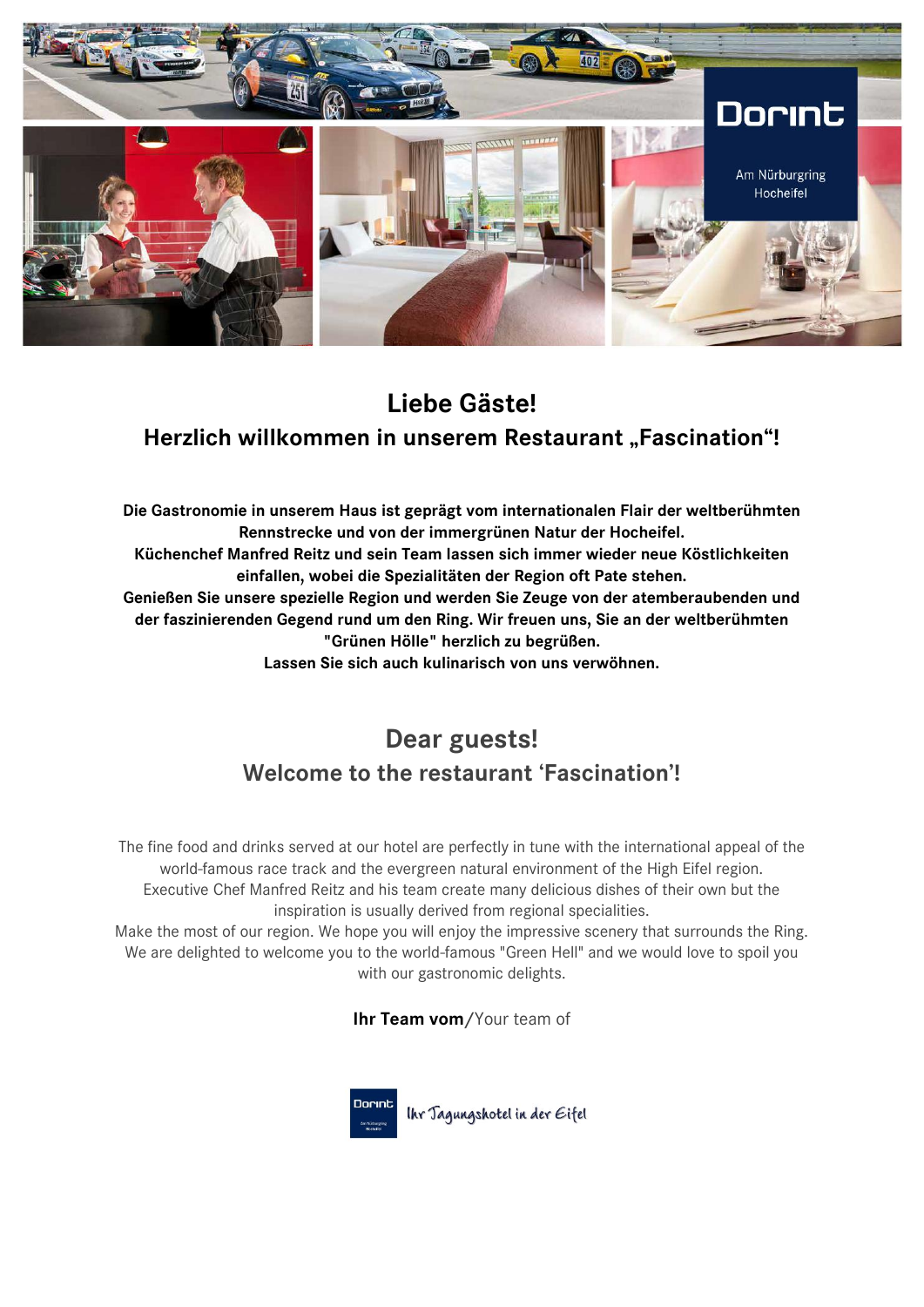Dorint

Am Nürburgring
Hocheifel

## Liebe Gäste!

### Herzlich willkommen in unserem Restaurant „Fascination“!

**Die Gastronomie in unserem Haus ist geprägt vom internationalen Flair der weltberühmten Rennstrecke und von der immergrünen Natur der Hocheifel.**
**Küchenchef Manfred Reitz und sein Team lassen sich immer wieder neue Köstlichkeiten einfallen, wobei die Spezialitäten der Region oft Pate stehen.**
**Genießen Sie unsere spezielle Region und werden Sie Zeuge von der atemberaubenden und der faszinierenden Gegend rund um den Ring. Wir freuen uns, Sie an der weltberühmten "Grünen Hölle" herzlich zu begrüßen.**
**Lassen Sie sich auch kulinarisch von uns verwöhnen.**

## Dear guests!

### Welcome to the restaurant ‘Fascination’!

The fine food and drinks served at our hotel are perfectly in tune with the international appeal of the world-famous race track and the evergreen natural environment of the High Eifel region.
Executive Chef Manfred Reitz and his team create many delicious dishes of their own but the inspiration is usually derived from regional specialities.
Make the most of our region. We hope you will enjoy the impressive scenery that surrounds the Ring. We are delighted to welcome you to the world-famous "Green Hell" and we would love to spoil you with our gastronomic delights.

**Ihr Team vom**/Your team of

Dorint – Ihr Tagungshotel in der Eifel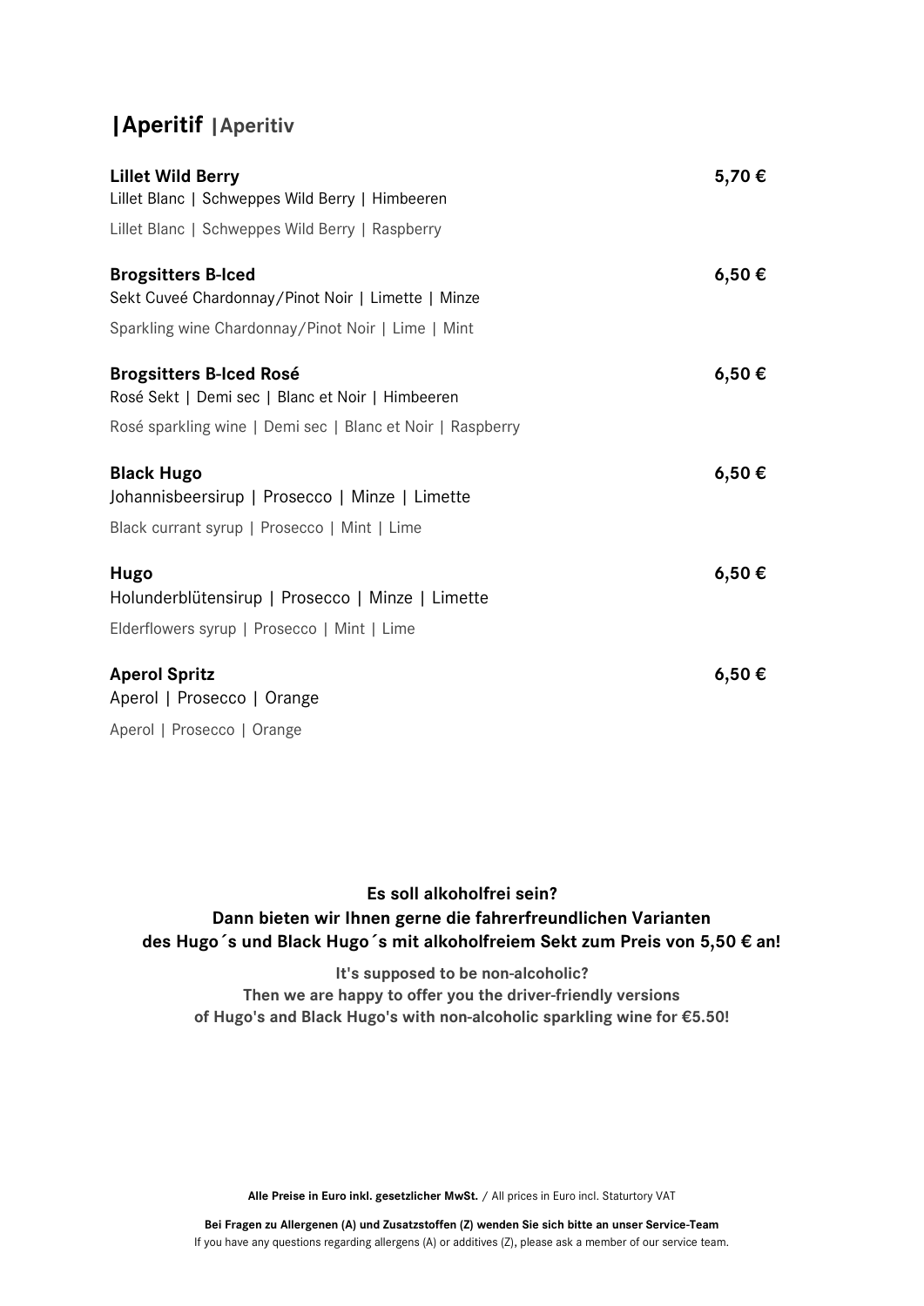# |Aperitif |Aperitiv

**Lillet Wild Berry** **5,70 €**
Lillet Blanc | Schweppes Wild Berry | Himbeeren
Lillet Blanc | Schweppes Wild Berry | Raspberry

**Brogsitters B-Iced** **6,50 €**
Sekt Cuveé Chardonnay/Pinot Noir | Limette | Minze
Sparkling wine Chardonnay/Pinot Noir | Lime | Mint

**Brogsitters B-Iced Rosé** **6,50 €**
Rosé Sekt | Demi sec | Blanc et Noir | Himbeeren
Rosé sparkling wine | Demi sec | Blanc et Noir | Raspberry

**Black Hugo** **6,50 €**
Johannisbeersirup | Prosecco | Minze | Limette
Black currant syrup | Prosecco | Mint | Lime

**Hugo** **6,50 €**
Holunderblütensirup | Prosecco | Minze | Limette
Elderflowers syrup | Prosecco | Mint | Lime

**Aperol Spritz** **6,50 €**
Aperol | Prosecco | Orange
Aperol | Prosecco | Orange

**Es soll alkoholfrei sein?**
**Dann bieten wir Ihnen gerne die fahrerfreundlichen Varianten**
**des Hugo´s und Black Hugo´s mit alkoholfreiem Sekt zum Preis von 5,50 € an!**

**It's supposed to be non-alcoholic?**
**Then we are happy to offer you the driver-friendly versions**
**of Hugo's and Black Hugo's with non-alcoholic sparkling wine for €5.50!**

**Alle Preise in Euro inkl. gesetzlicher MwSt.** / All prices in Euro incl. Staturtory VAT

**Bei Fragen zu Allergenen (A) und Zusatzstoffen (Z) wenden Sie sich bitte an unser Service-Team**
If you have any questions regarding allergens (A) or additives (Z), please ask a member of our service team.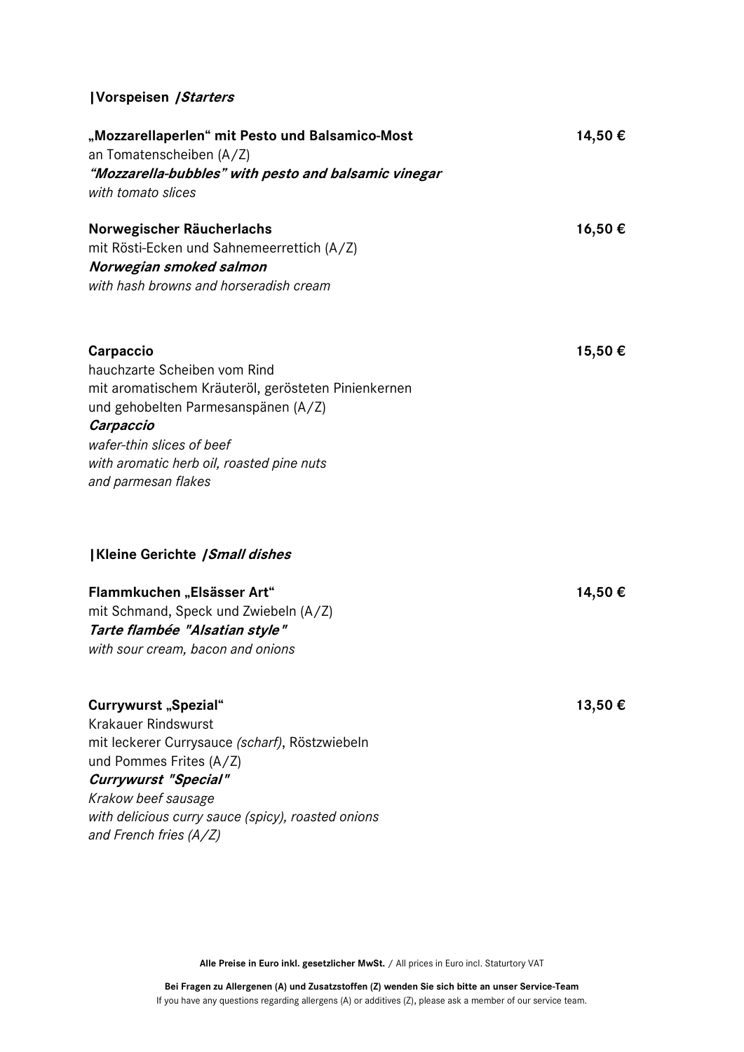## | Vorspeisen */Starters*

**„Mozzarellaperlen" mit Pesto und Balsamico-Most** **14,50 €**
an Tomatenscheiben (A/Z)
***"Mozzarella-bubbles" with pesto and balsamic vinegar***
*with tomato slices*

**Norwegischer Räucherlachs** **16,50 €**
mit Rösti-Ecken und Sahnemeerrettich (A/Z)
***Norwegian smoked salmon***
*with hash browns and horseradish cream*

**Carpaccio** **15,50 €**
hauchzarte Scheiben vom Rind
mit aromatischem Kräuteröl, gerösteten Pinienkernen
und gehobelten Parmesanspänen (A/Z)
***Carpaccio***
*wafer-thin slices of beef*
*with aromatic herb oil, roasted pine nuts*
*and parmesan flakes*

## | Kleine Gerichte */Small dishes*

**Flammkuchen „Elsässer Art"** **14,50 €**
mit Schmand, Speck und Zwiebeln (A/Z)
***Tarte flambée "Alsatian style"***
*with sour cream, bacon and onions*

**Currywurst „Spezial"** **13,50 €**
Krakauer Rindswurst
mit leckerer Currysauce *(scharf)*, Röstzwiebeln
und Pommes Frites (A/Z)
***Currywurst "Special"***
*Krakow beef sausage*
*with delicious curry sauce (spicy), roasted onions*
*and French fries (A/Z)*

**Alle Preise in Euro inkl. gesetzlicher MwSt.** / All prices in Euro incl. Staturtory VAT

**Bei Fragen zu Allergenen (A) und Zusatzstoffen (Z) wenden Sie sich bitte an unser Service-Team**
If you have any questions regarding allergens (A) or additives (Z), please ask a member of our service team.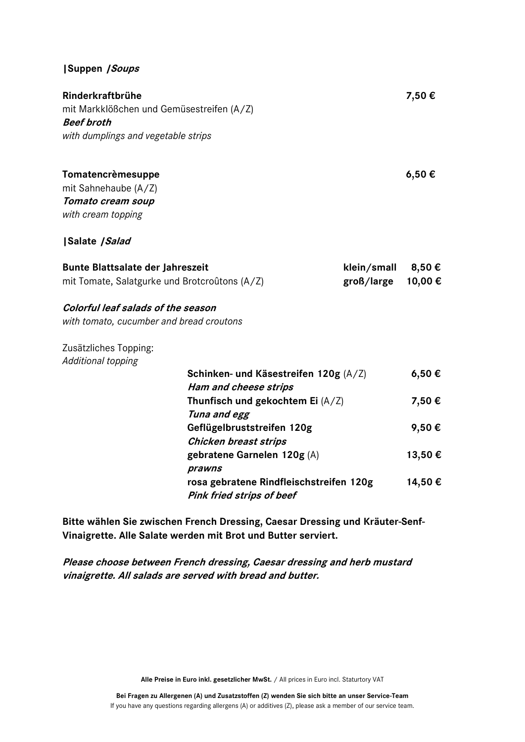## |Suppen /*Soups*

**Rinderkraftbrühe** **7,50 €**
mit Markklößchen und Gemüsestreifen (A/Z)
***Beef broth***
*with dumplings and vegetable strips*

**Tomatencrèmesuppe** **6,50 €**
mit Sahnehaube (A/Z)
***Tomato cream soup***
*with cream topping*

## |Salate /*Salad*

**Bunte Blattsalate der Jahreszeit** **klein/small 8,50 €**
mit Tomate, Salatgurke und Brotcroûtons (A/Z) **groß/large 10,00 €**

***Colorful leaf salads of the season***
*with tomato, cucumber and bread croutons*

Zusätzliches Topping:
*Additional topping*

| | |
|---|---|
| **Schinken- und Käsestreifen 120g** (A/Z)<br>***Ham and cheese strips*** | **6,50 €** |
| **Thunfisch und gekochtem Ei** (A/Z)<br>***Tuna and egg*** | **7,50 €** |
| **Geflügelbruststreifen 120g**<br>***Chicken breast strips*** | **9,50 €** |
| **gebratene Garnelen 120g** (A)<br>***prawns*** | **13,50 €** |
| **rosa gebratene Rindfleischstreifen 120g**<br>***Pink fried strips of beef*** | **14,50 €** |

**Bitte wählen Sie zwischen French Dressing, Caesar Dressing und Kräuter-Senf-Vinaigrette. Alle Salate werden mit Brot und Butter serviert.**

***Please choose between French dressing, Caesar dressing and herb mustard vinaigrette. All salads are served with bread and butter.***

**Alle Preise in Euro inkl. gesetzlicher MwSt.** / All prices in Euro incl. Staturtory VAT

**Bei Fragen zu Allergenen (A) und Zusatzstoffen (Z) wenden Sie sich bitte an unser Service-Team**
If you have any questions regarding allergens (A) or additives (Z), please ask a member of our service team.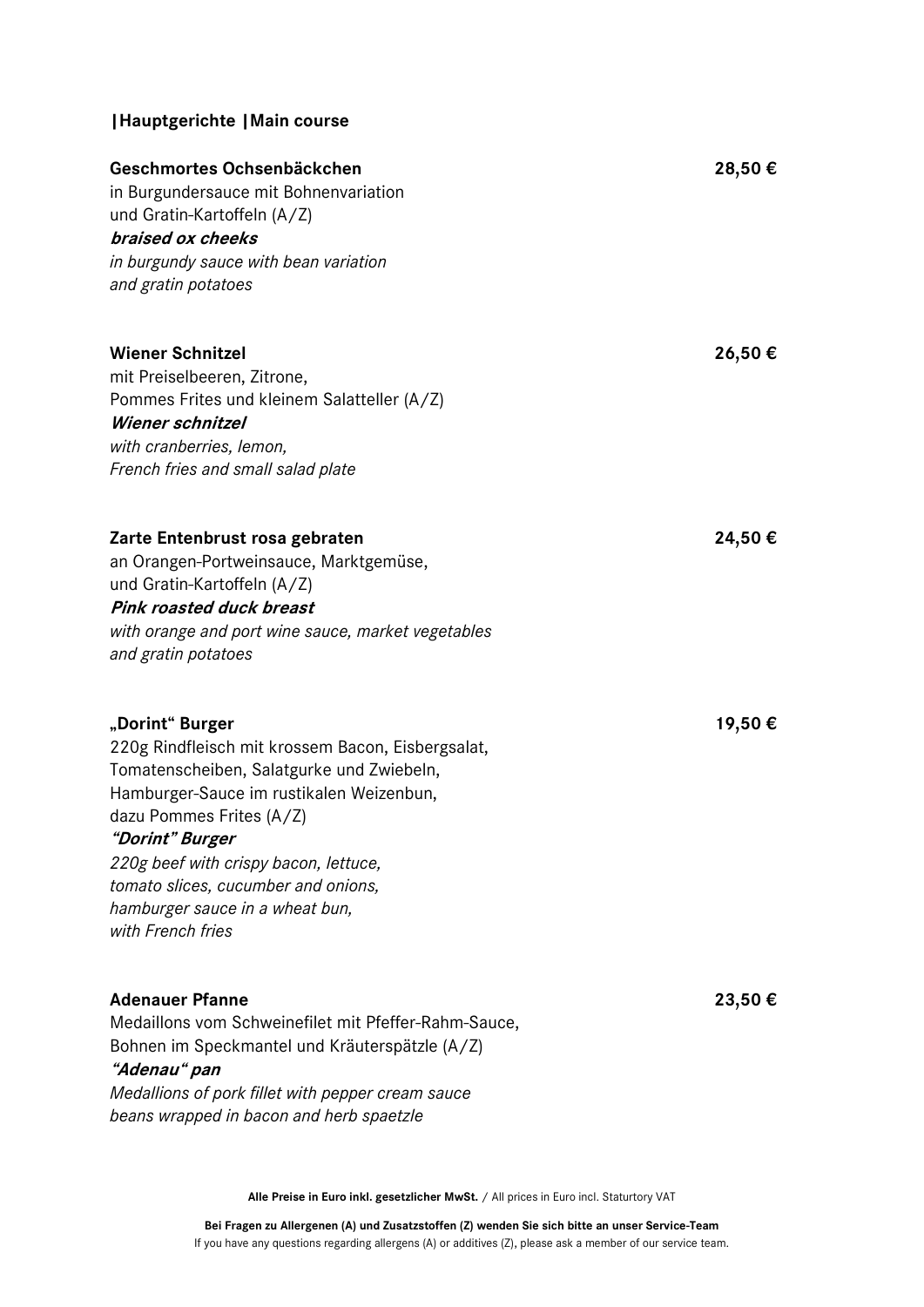## |Hauptgerichte |Main course

**Geschmortes Ochsenbäckchen** **28,50 €**
in Burgundersauce mit Bohnenvariation
und Gratin-Kartoffeln (A/Z)
***braised ox cheeks***
*in burgundy sauce with bean variation*
*and gratin potatoes*

**Wiener Schnitzel** **26,50 €**
mit Preiselbeeren, Zitrone,
Pommes Frites und kleinem Salatteller (A/Z)
***Wiener schnitzel***
*with cranberries, lemon,*
*French fries and small salad plate*

**Zarte Entenbrust rosa gebraten** **24,50 €**
an Orangen-Portweinsauce, Marktgemüse,
und Gratin-Kartoffeln (A/Z)
***Pink roasted duck breast***
*with orange and port wine sauce, market vegetables*
*and gratin potatoes*

**„Dorint" Burger** **19,50 €**
220g Rindfleisch mit krossem Bacon, Eisbergsalat,
Tomatenscheiben, Salatgurke und Zwiebeln,
Hamburger-Sauce im rustikalen Weizenbun,
dazu Pommes Frites (A/Z)
***"Dorint" Burger***
*220g beef with crispy bacon, lettuce,*
*tomato slices, cucumber and onions,*
*hamburger sauce in a wheat bun,*
*with French fries*

**Adenauer Pfanne** **23,50 €**
Medaillons vom Schweinefilet mit Pfeffer-Rahm-Sauce,
Bohnen im Speckmantel und Kräuterspätzle (A/Z)
***"Adenau" pan***
*Medallions of pork fillet with pepper cream sauce*
*beans wrapped in bacon and herb spaetzle*

**Alle Preise in Euro inkl. gesetzlicher MwSt.** / All prices in Euro incl. Staturtory VAT

**Bei Fragen zu Allergenen (A) und Zusatzstoffen (Z) wenden Sie sich bitte an unser Service-Team**
If you have any questions regarding allergens (A) or additives (Z), please ask a member of our service team.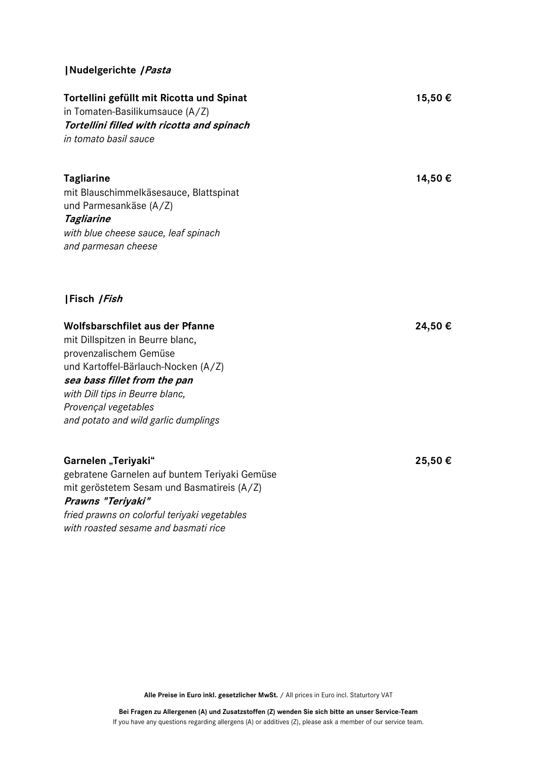## |Nudelgerichte */Pasta*

**Tortellini gefüllt mit Ricotta und Spinat** **15,50 €**
in Tomaten-Basilikumsauce (A/Z)
***Tortellini filled with ricotta and spinach***
*in tomato basil sauce*

**Tagliarine** **14,50 €**
mit Blauschimmelkäsesauce, Blattspinat
und Parmesankäse (A/Z)
***Tagliarine***
*with blue cheese sauce, leaf spinach*
*and parmesan cheese*

## |Fisch */Fish*

**Wolfsbarschfilet aus der Pfanne** **24,50 €**
mit Dillspitzen in Beurre blanc,
provenzalischem Gemüse
und Kartoffel-Bärlauch-Nocken (A/Z)
***sea bass fillet from the pan***
*with Dill tips in Beurre blanc,*
*Provençal vegetables*
*and potato and wild garlic dumplings*

**Garnelen „Teriyaki"** **25,50 €**
gebratene Garnelen auf buntem Teriyaki Gemüse
mit geröstetem Sesam und Basmatireis (A/Z)
***Prawns "Teriyaki"***
*fried prawns on colorful teriyaki vegetables*
*with roasted sesame and basmati rice*

**Alle Preise in Euro inkl. gesetzlicher MwSt.** / All prices in Euro incl. Staturtory VAT

**Bei Fragen zu Allergenen (A) und Zusatzstoffen (Z) wenden Sie sich bitte an unser Service-Team**
If you have any questions regarding allergens (A) or additives (Z), please ask a member of our service team.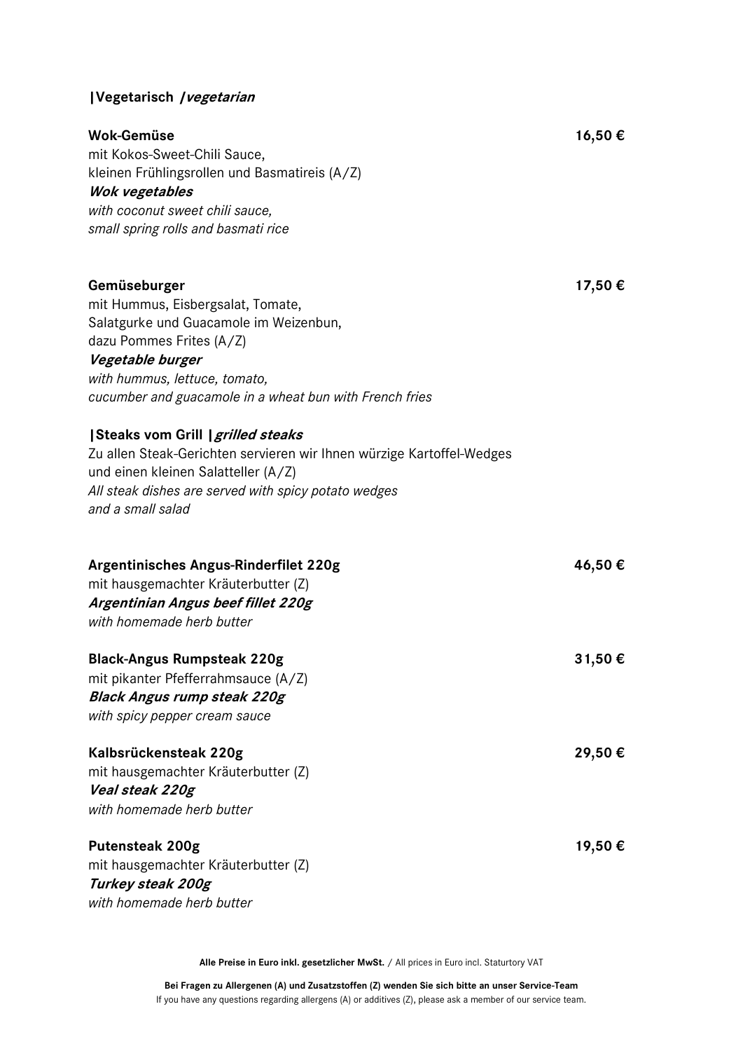## |Vegetarisch */vegetarian*

**Wok-Gemüse** **16,50 €**
mit Kokos-Sweet-Chili Sauce,
kleinen Frühlingsrollen und Basmatireis (A/Z)
***Wok vegetables***
*with coconut sweet chili sauce,*
*small spring rolls and basmati rice*

**Gemüseburger** **17,50 €**
mit Hummus, Eisbergsalat, Tomate,
Salatgurke und Guacamole im Weizenbun,
dazu Pommes Frites (A/Z)
***Vegetable burger***
*with hummus, lettuce, tomato,*
*cucumber and guacamole in a wheat bun with French fries*

## |Steaks vom Grill *|grilled steaks*

Zu allen Steak-Gerichten servieren wir Ihnen würzige Kartoffel-Wedges
und einen kleinen Salatteller (A/Z)
*All steak dishes are served with spicy potato wedges*
*and a small salad*

**Argentinisches Angus-Rinderfilet 220g** **46,50 €**
mit hausgemachter Kräuterbutter (Z)
***Argentinian Angus beef fillet 220g***
*with homemade herb butter*

**Black-Angus Rumpsteak 220g** **31,50 €**
mit pikanter Pfefferrahmsauce (A/Z)
***Black Angus rump steak 220g***
*with spicy pepper cream sauce*

**Kalbsrückensteak 220g** **29,50 €**
mit hausgemachter Kräuterbutter (Z)
***Veal steak 220g***
*with homemade herb butter*

**Putensteak 200g** **19,50 €**
mit hausgemachter Kräuterbutter (Z)
***Turkey steak 200g***
*with homemade herb butter*

**Alle Preise in Euro inkl. gesetzlicher MwSt.** / All prices in Euro incl. Staturtory VAT

**Bei Fragen zu Allergenen (A) und Zusatzstoffen (Z) wenden Sie sich bitte an unser Service-Team**
If you have any questions regarding allergens (A) or additives (Z), please ask a member of our service team.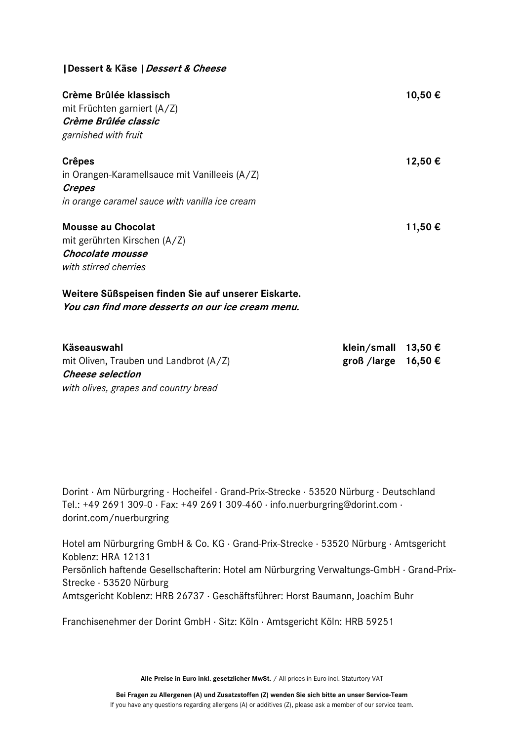## |Dessert & Käse |*Dessert & Cheese*

**Crème Brûlée klassisch** **10,50 €**
mit Früchten garniert (A/Z)
***Crème Brûlée classic***
*garnished with fruit*

**Crêpes** **12,50 €**
in Orangen-Karamellsauce mit Vanilleeis (A/Z)
***Crepes***
*in orange caramel sauce with vanilla ice cream*

**Mousse au Chocolat** **11,50 €**
mit gerührten Kirschen (A/Z)
***Chocolate mousse***
*with stirred cherries*

**Weitere Süßspeisen finden Sie auf unserer Eiskarte.**
***You can find more desserts on our ice cream menu.***

**Käseauswahl** **klein/small 13,50 €**
mit Oliven, Trauben und Landbrot (A/Z) **groß /large 16,50 €**
***Cheese selection***
*with olives, grapes and country bread*

Dorint · Am Nürburgring · Hocheifel · Grand-Prix-Strecke · 53520 Nürburg · Deutschland
Tel.: +49 2691 309-0 · Fax: +49 2691 309-460 · info.nuerburgring@dorint.com · dorint.com/nuerburgring

Hotel am Nürburgring GmbH & Co. KG · Grand-Prix-Strecke · 53520 Nürburg · Amtsgericht Koblenz: HRA 12131
Persönlich haftende Gesellschafterin: Hotel am Nürburgring Verwaltungs-GmbH · Grand-Prix-Strecke · 53520 Nürburg
Amtsgericht Koblenz: HRB 26737 · Geschäftsführer: Horst Baumann, Joachim Buhr

Franchisenehmer der Dorint GmbH · Sitz: Köln · Amtsgericht Köln: HRB 59251

**Alle Preise in Euro inkl. gesetzlicher MwSt.** / All prices in Euro incl. Staturtory VAT

**Bei Fragen zu Allergenen (A) und Zusatzstoffen (Z) wenden Sie sich bitte an unser Service-Team**
If you have any questions regarding allergens (A) or additives (Z), please ask a member of our service team.